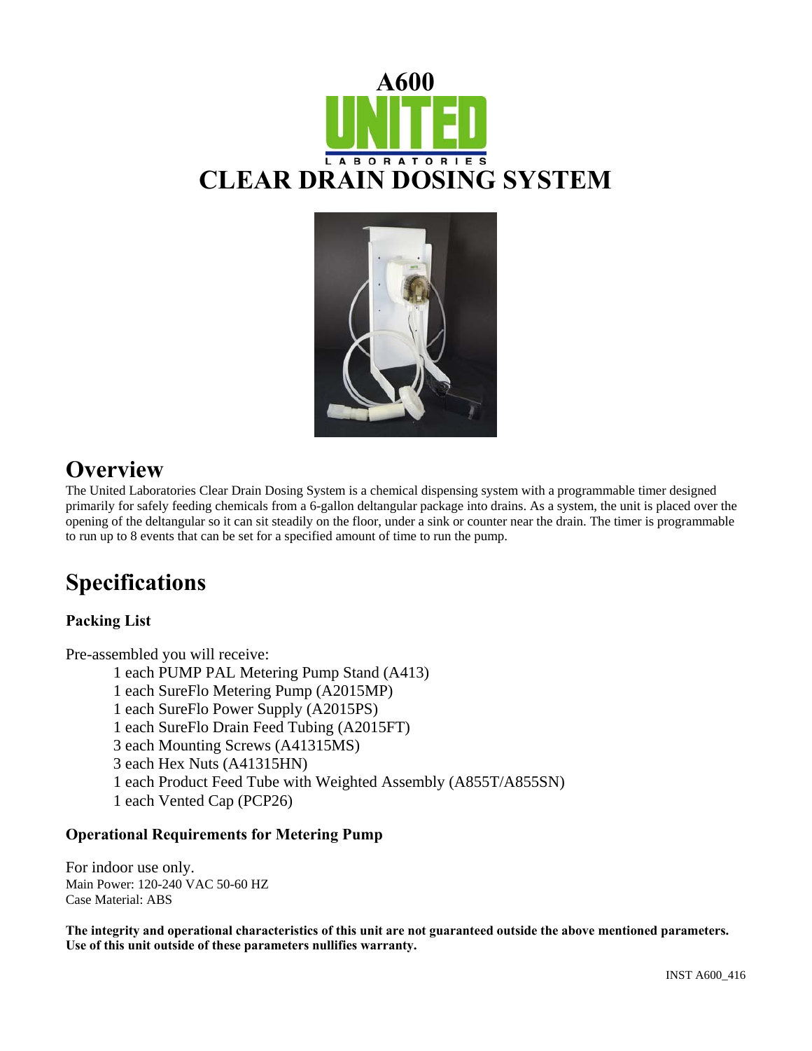# A600

UNITED LABORATORIES

# CLEAR DRAIN DOSING SYSTEM

## Overview

The United Laboratories Clear Drain Dosing System is a chemical dispensing system with a programmable timer designed primarily for safely feeding chemicals from a 6-gallon deltangular package into drains. As a system, the unit is placed over the opening of the deltangular so it can sit steadily on the floor, under a sink or counter near the drain. The timer is programmable to run up to 8 events that can be set for a specified amount of time to run the pump.

## Specifications

### Packing List

Pre-assembled you will receive:

- 1 each PUMP PAL Metering Pump Stand (A413)
- 1 each SureFlo Metering Pump (A2015MP)
- 1 each SureFlo Power Supply (A2015PS)
- 1 each SureFlo Drain Feed Tubing (A2015FT)
- 3 each Mounting Screws (A41315MS)
- 3 each Hex Nuts (A41315HN)
- 1 each Product Feed Tube with Weighted Assembly (A855T/A855SN)
- 1 each Vented Cap (PCP26)

### Operational Requirements for Metering Pump

For indoor use only.
Main Power: 120-240 VAC 50-60 HZ
Case Material: ABS

**The integrity and operational characteristics of this unit are not guaranteed outside the above mentioned parameters. Use of this unit outside of these parameters nullifies warranty.**

INST A600_416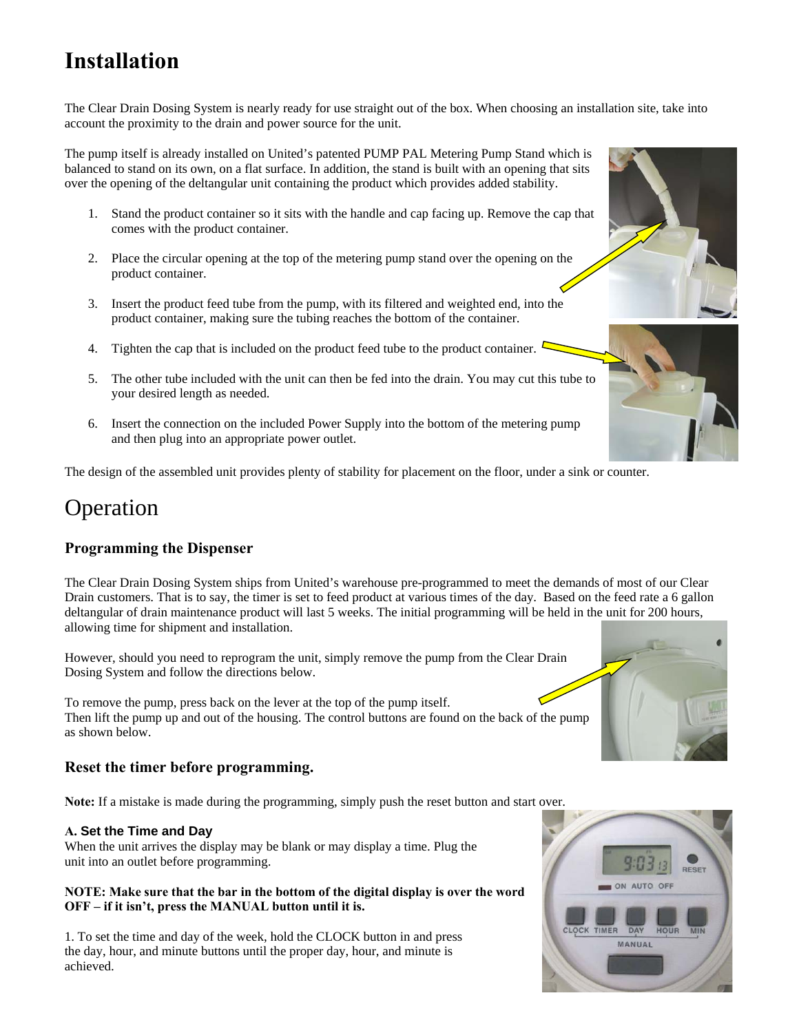# Installation

The Clear Drain Dosing System is nearly ready for use straight out of the box. When choosing an installation site, take into account the proximity to the drain and power source for the unit.

The pump itself is already installed on United's patented PUMP PAL Metering Pump Stand which is balanced to stand on its own, on a flat surface. In addition, the stand is built with an opening that sits over the opening of the deltangular unit containing the product which provides added stability.

1. Stand the product container so it sits with the handle and cap facing up. Remove the cap that comes with the product container.

2. Place the circular opening at the top of the metering pump stand over the opening on the product container.

3. Insert the product feed tube from the pump, with its filtered and weighted end, into the product container, making sure the tubing reaches the bottom of the container.

4. Tighten the cap that is included on the product feed tube to the product container.

5. The other tube included with the unit can then be fed into the drain. You may cut this tube to your desired length as needed.

6. Insert the connection on the included Power Supply into the bottom of the metering pump and then plug into an appropriate power outlet.

The design of the assembled unit provides plenty of stability for placement on the floor, under a sink or counter.

# Operation

## Programming the Dispenser

The Clear Drain Dosing System ships from United's warehouse pre-programmed to meet the demands of most of our Clear Drain customers. That is to say, the timer is set to feed product at various times of the day. Based on the feed rate a 6 gallon deltangular of drain maintenance product will last 5 weeks. The initial programming will be held in the unit for 200 hours, allowing time for shipment and installation.

However, should you need to reprogram the unit, simply remove the pump from the Clear Drain Dosing System and follow the directions below.

To remove the pump, press back on the lever at the top of the pump itself.
Then lift the pump up and out of the housing. The control buttons are found on the back of the pump as shown below.

## Reset the timer before programming.

**Note:** If a mistake is made during the programming, simply push the reset button and start over.

### A. Set the Time and Day

When the unit arrives the display may be blank or may display a time. Plug the unit into an outlet before programming.

**NOTE: Make sure that the bar in the bottom of the digital display is over the word OFF – if it isn't, press the MANUAL button until it is.**

1. To set the time and day of the week, hold the CLOCK button in and press the day, hour, and minute buttons until the proper day, hour, and minute is achieved.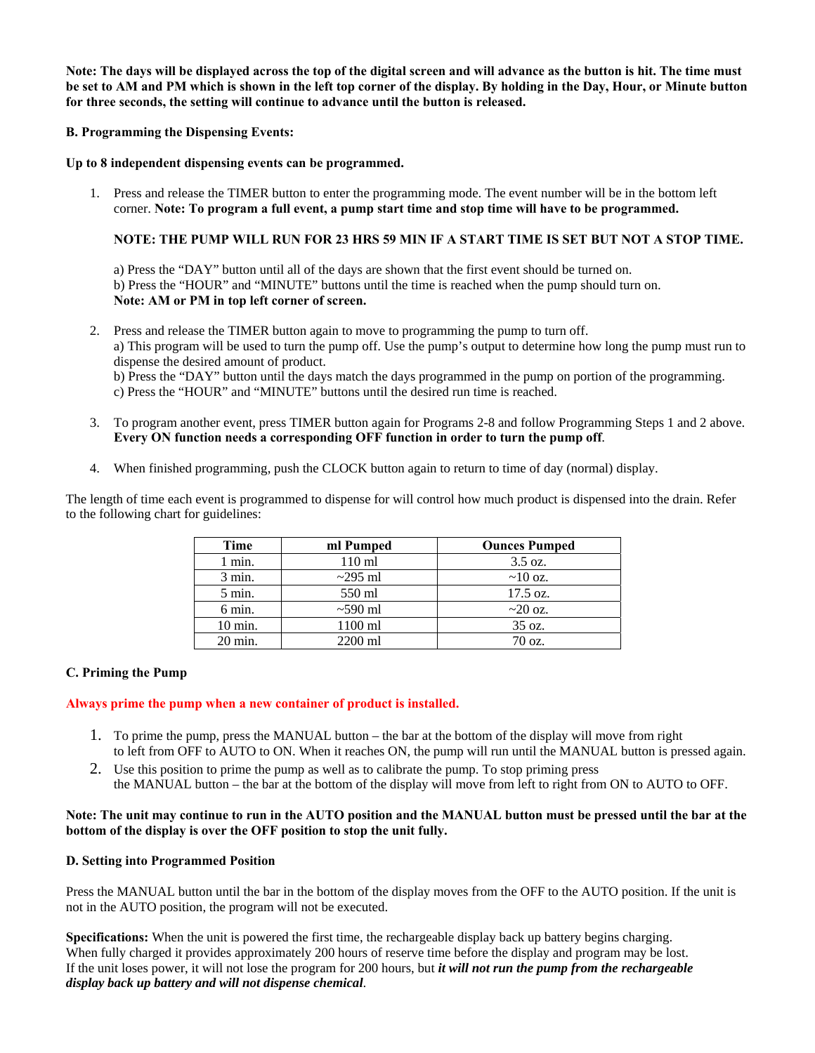**Note: The days will be displayed across the top of the digital screen and will advance as the button is hit. The time must be set to AM and PM which is shown in the left top corner of the display. By holding in the Day, Hour, or Minute button for three seconds, the setting will continue to advance until the button is released.**

**B. Programming the Dispensing Events:**

**Up to 8 independent dispensing events can be programmed.**

1. Press and release the TIMER button to enter the programming mode. The event number will be in the bottom left corner. **Note: To program a full event, a pump start time and stop time will have to be programmed.**

   **NOTE: THE PUMP WILL RUN FOR 23 HRS 59 MIN IF A START TIME IS SET BUT NOT A STOP TIME.**

   a) Press the "DAY" button until all of the days are shown that the first event should be turned on.
   b) Press the "HOUR" and "MINUTE" buttons until the time is reached when the pump should turn on.
   **Note: AM or PM in top left corner of screen.**

2. Press and release the TIMER button again to move to programming the pump to turn off.
   a) This program will be used to turn the pump off. Use the pump's output to determine how long the pump must run to dispense the desired amount of product.
   b) Press the "DAY" button until the days match the days programmed in the pump on portion of the programming.
   c) Press the "HOUR" and "MINUTE" buttons until the desired run time is reached.

3. To program another event, press TIMER button again for Programs 2-8 and follow Programming Steps 1 and 2 above. **Every ON function needs a corresponding OFF function in order to turn the pump off**.

4. When finished programming, push the CLOCK button again to return to time of day (normal) display.

The length of time each event is programmed to dispense for will control how much product is dispensed into the drain. Refer to the following chart for guidelines:

| Time | ml Pumped | Ounces Pumped |
|---|---|---|
| 1 min. | 110 ml | 3.5 oz. |
| 3 min. | ~295 ml | ~10 oz. |
| 5 min. | 550 ml | 17.5 oz. |
| 6 min. | ~590 ml | ~20 oz. |
| 10 min. | 1100 ml | 35 oz. |
| 20 min. | 2200 ml | 70 oz. |

**C. Priming the Pump**

**Always prime the pump when a new container of product is installed.**

1. To prime the pump, press the MANUAL button – the bar at the bottom of the display will move from right to left from OFF to AUTO to ON. When it reaches ON, the pump will run until the MANUAL button is pressed again.
2. Use this position to prime the pump as well as to calibrate the pump. To stop priming press the MANUAL button – the bar at the bottom of the display will move from left to right from ON to AUTO to OFF.

**Note: The unit may continue to run in the AUTO position and the MANUAL button must be pressed until the bar at the bottom of the display is over the OFF position to stop the unit fully.**

**D. Setting into Programmed Position**

Press the MANUAL button until the bar in the bottom of the display moves from the OFF to the AUTO position. If the unit is not in the AUTO position, the program will not be executed.

**Specifications:** When the unit is powered the first time, the rechargeable display back up battery begins charging. When fully charged it provides approximately 200 hours of reserve time before the display and program may be lost. If the unit loses power, it will not lose the program for 200 hours, but ***it will not run the pump from the rechargeable display back up battery and will not dispense chemical***.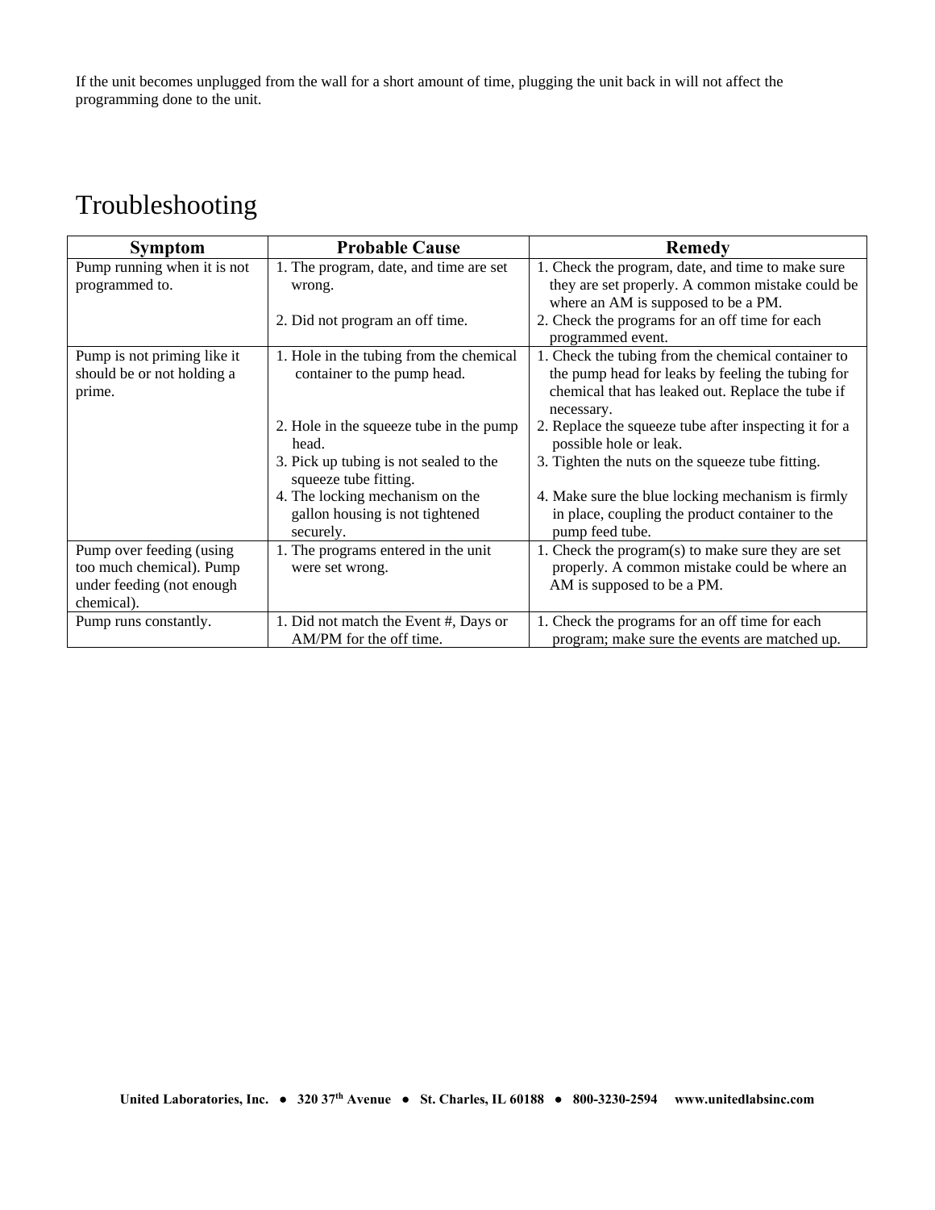If the unit becomes unplugged from the wall for a short amount of time, plugging the unit back in will not affect the programming done to the unit.

# Troubleshooting

| Symptom | Probable Cause | Remedy |
|---|---|---|
| Pump running when it is not programmed to. | 1. The program, date, and time are set wrong.<br><br>2. Did not program an off time. | 1. Check the program, date, and time to make sure they are set properly. A common mistake could be where an AM is supposed to be a PM.<br>2. Check the programs for an off time for each programmed event. |
| Pump is not priming like it should be or not holding a prime. | 1. Hole in the tubing from the chemical container to the pump head.<br><br>2. Hole in the squeeze tube in the pump head.<br>3. Pick up tubing is not sealed to the squeeze tube fitting.<br>4. The locking mechanism on the gallon housing is not tightened securely. | 1. Check the tubing from the chemical container to the pump head for leaks by feeling the tubing for chemical that has leaked out. Replace the tube if necessary.<br>2. Replace the squeeze tube after inspecting it for a possible hole or leak.<br>3. Tighten the nuts on the squeeze tube fitting.<br><br>4. Make sure the blue locking mechanism is firmly in place, coupling the product container to the pump feed tube. |
| Pump over feeding (using too much chemical). Pump under feeding (not enough chemical). | 1. The programs entered in the unit were set wrong. | 1. Check the program(s) to make sure they are set properly. A common mistake could be where an AM is supposed to be a PM. |
| Pump runs constantly. | 1. Did not match the Event #, Days or AM/PM for the off time. | 1. Check the programs for an off time for each program; make sure the events are matched up. |

United Laboratories, Inc. ● 320 37th Avenue ● St. Charles, IL 60188 ● 800-3230-2594 www.unitedlabsinc.com